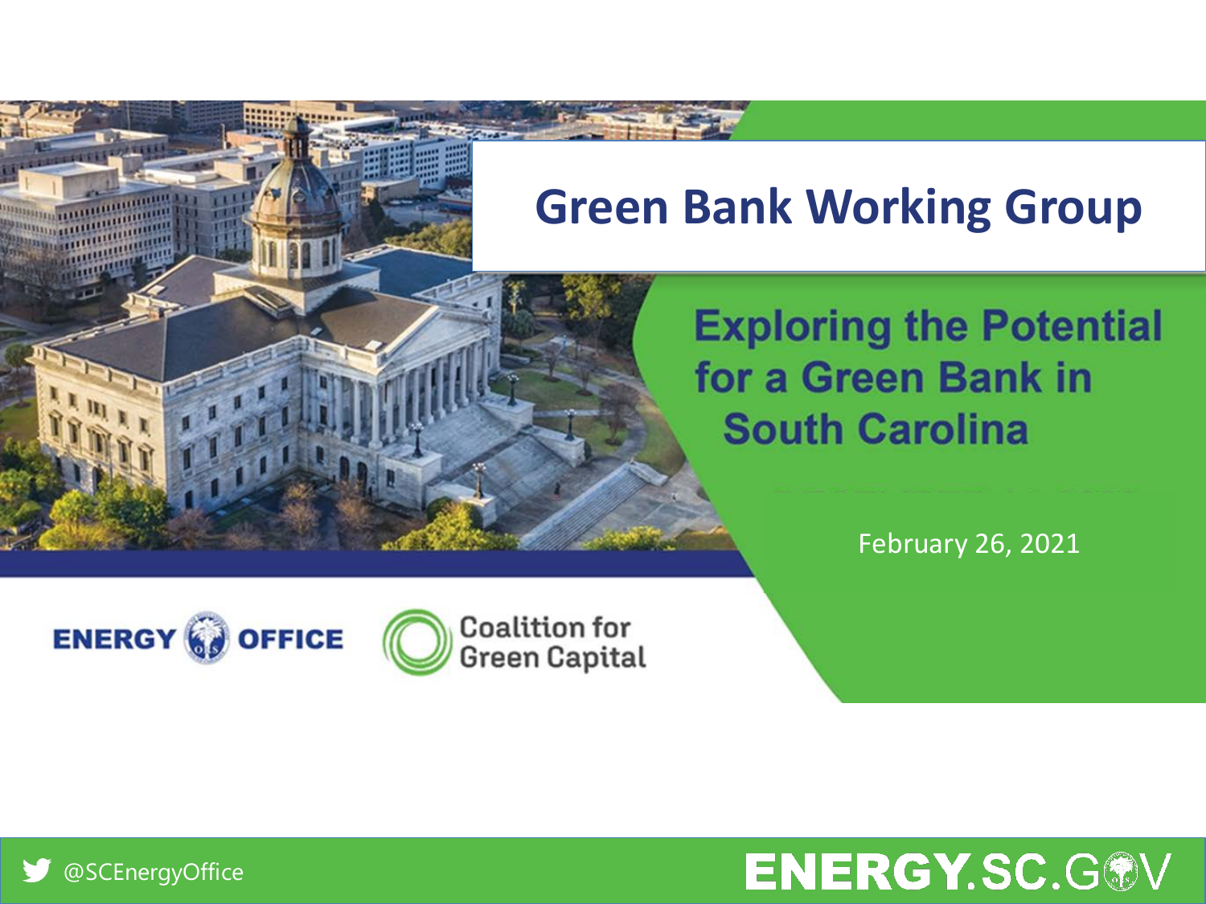# Green Bank Working Group

## Exploring the Potential for a Green Bank in South Carolina

February 26, 2021

ENERGY OFFICE

Coalition for Green Capital

@SCEnergyOffice

ENERGY.SC.GOV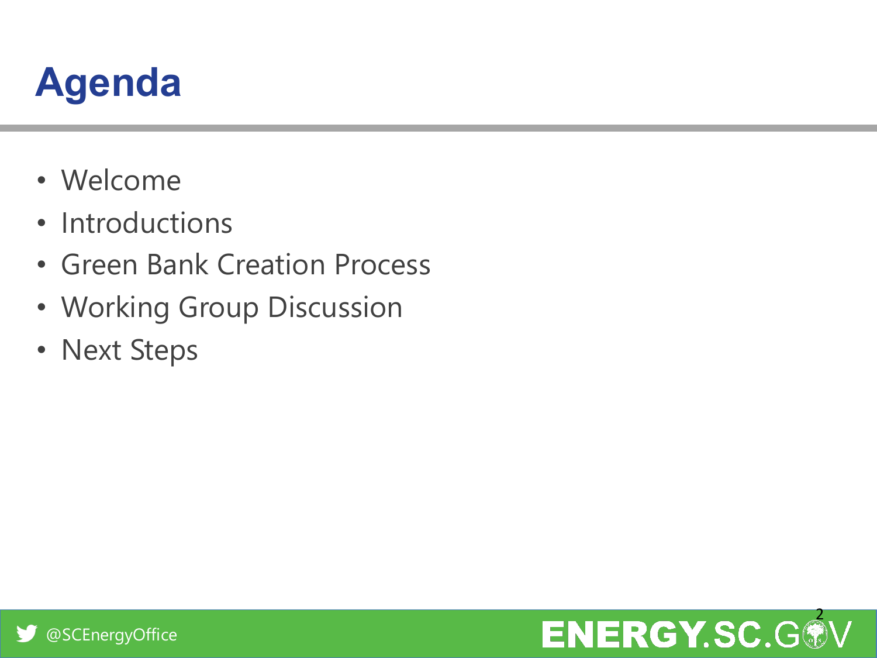# Agenda

- Welcome
- Introductions
- Green Bank Creation Process
- Working Group Discussion
- Next Steps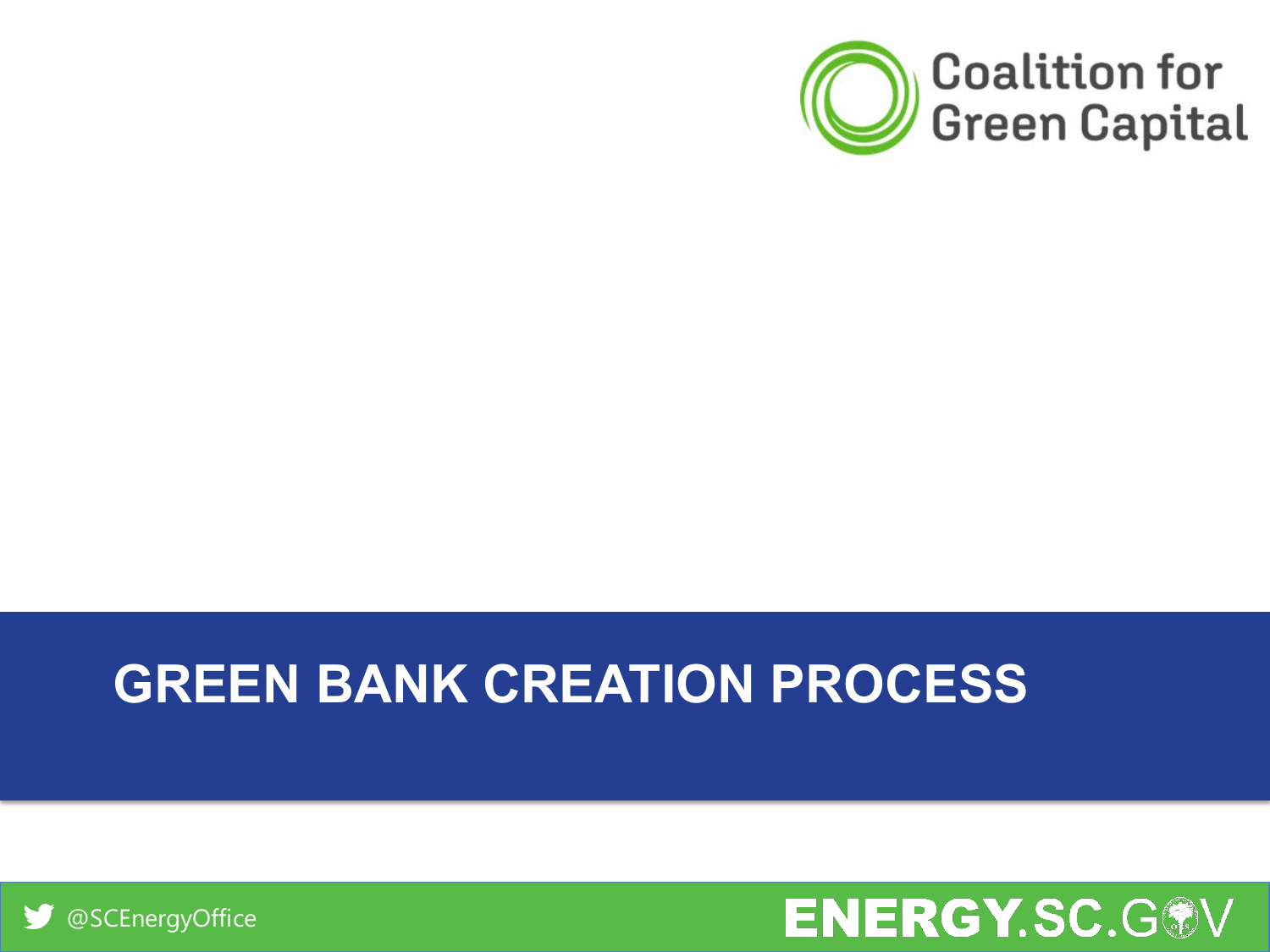# GREEN BANK CREATION PROCESS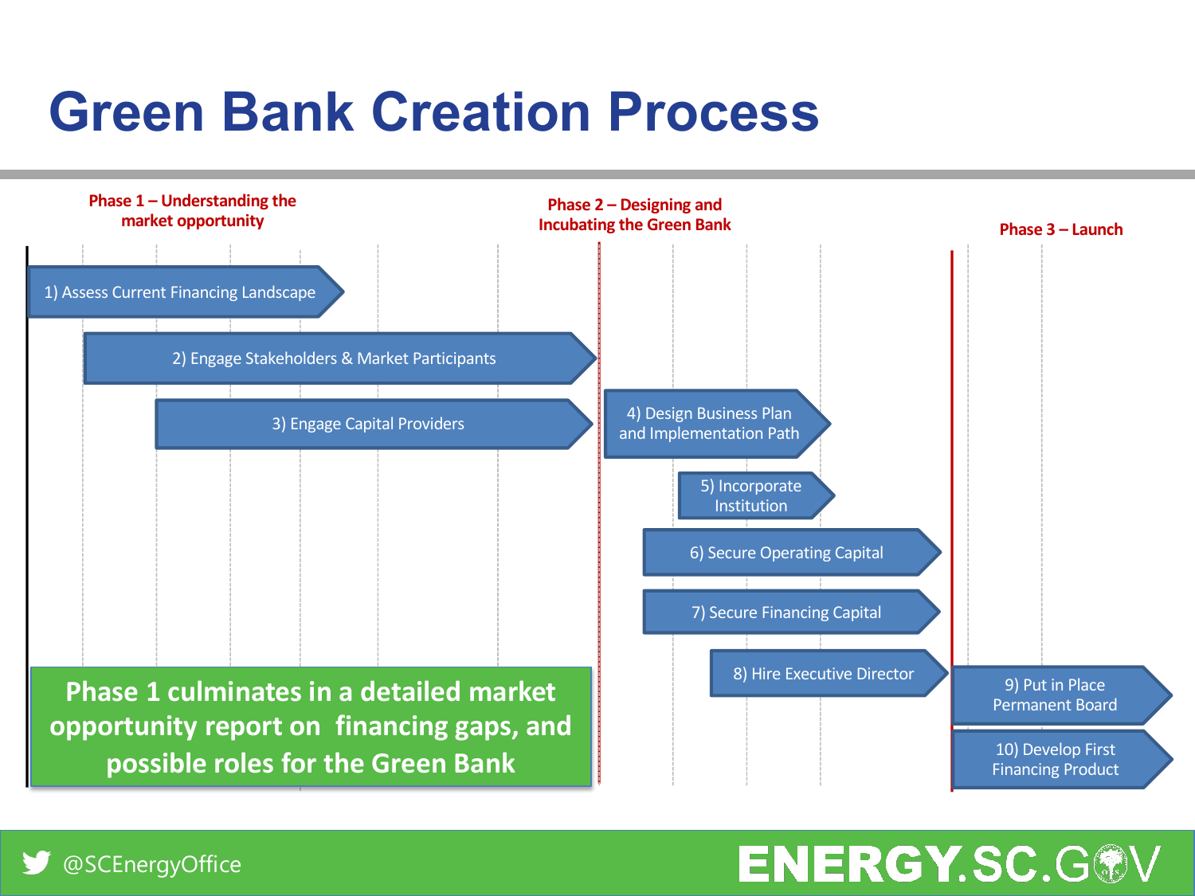# Green Bank Creation Process

**Phase 1 – Understanding the market opportunity**

- 1) Assess Current Financing Landscape
- 2) Engage Stakeholders & Market Participants
- 3) Engage Capital Providers

**Phase 2 – Designing and Incubating the Green Bank**

- 4) Design Business Plan and Implementation Path
- 5) Incorporate Institution
- 6) Secure Operating Capital
- 7) Secure Financing Capital
- 8) Hire Executive Director

**Phase 3 – Launch**

- 9) Put in Place Permanent Board
- 10) Develop First Financing Product

**Phase 1 culminates in a detailed market opportunity report on financing gaps, and possible roles for the Green Bank**

@SCEnergyOffice

ENERGY.SC.GOV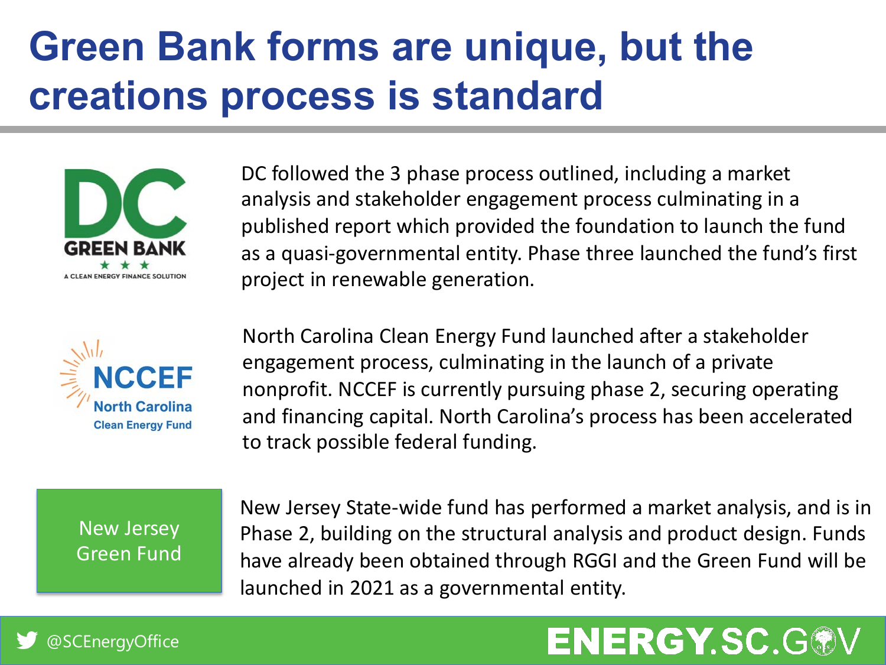# Green Bank forms are unique, but the creations process is standard

DC GREEN BANK
A CLEAN ENERGY FINANCE SOLUTION

DC followed the 3 phase process outlined, including a market analysis and stakeholder engagement process culminating in a published report which provided the foundation to launch the fund as a quasi-governmental entity. Phase three launched the fund's first project in renewable generation.

NCCEF North Carolina Clean Energy Fund

North Carolina Clean Energy Fund launched after a stakeholder engagement process, culminating in the launch of a private nonprofit. NCCEF is currently pursuing phase 2, securing operating and financing capital. North Carolina's process has been accelerated to track possible federal funding.

New Jersey Green Fund

New Jersey State-wide fund has performed a market analysis, and is in Phase 2, building on the structural analysis and product design. Funds have already been obtained through RGGI and the Green Fund will be launched in 2021 as a governmental entity.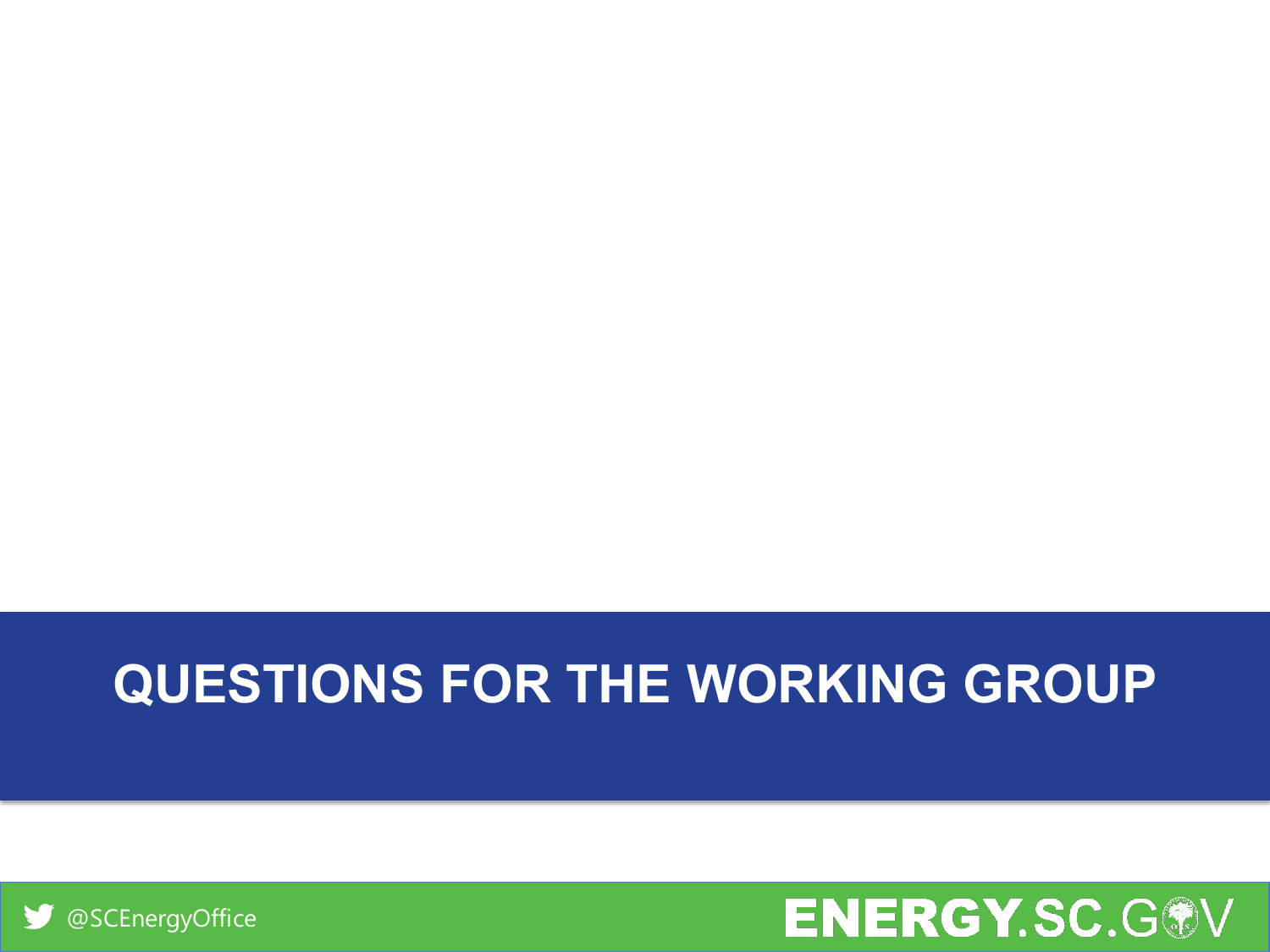# QUESTIONS FOR THE WORKING GROUP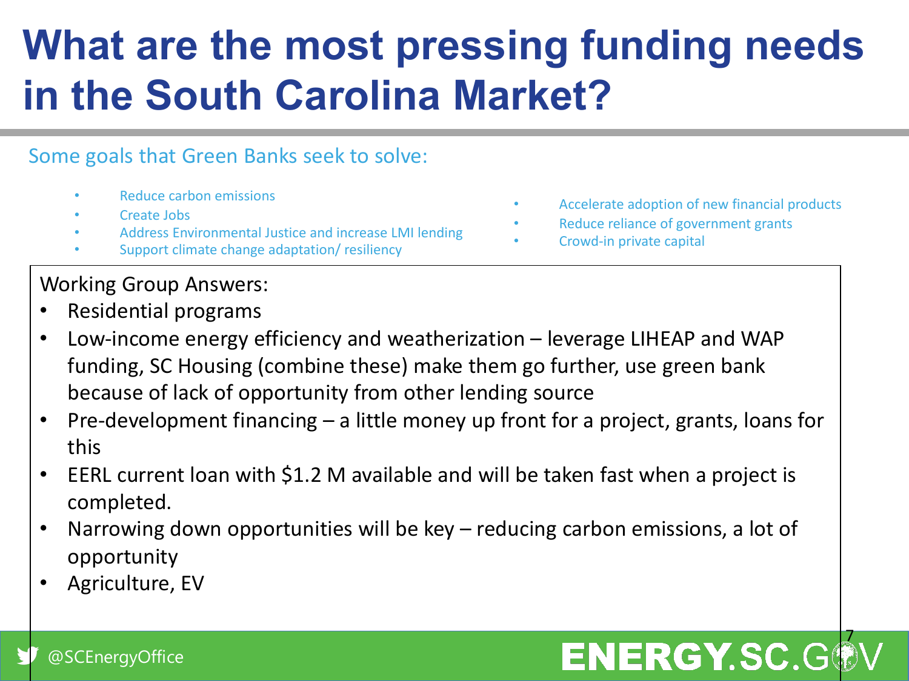# What are the most pressing funding needs in the South Carolina Market?

Some goals that Green Banks seek to solve:

- Reduce carbon emissions
- Create Jobs
- Address Environmental Justice and increase LMI lending
- Support climate change adaptation/ resiliency
- Accelerate adoption of new financial products
- Reduce reliance of government grants
- Crowd-in private capital

Working Group Answers:

- Residential programs
- Low-income energy efficiency and weatherization – leverage LIHEAP and WAP funding, SC Housing (combine these) make them go further, use green bank because of lack of opportunity from other lending source
- Pre-development financing – a little money up front for a project, grants, loans for this
- EERL current loan with $1.2 M available and will be taken fast when a project is completed.
- Narrowing down opportunities will be key – reducing carbon emissions, a lot of opportunity
- Agriculture, EV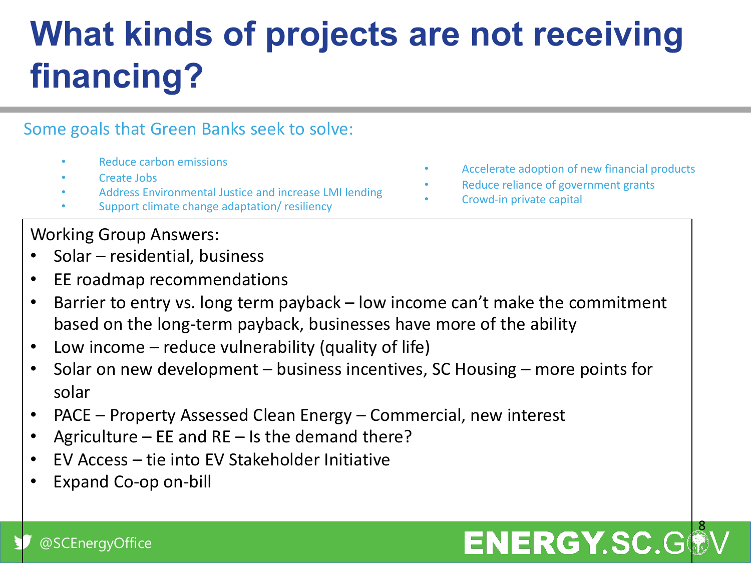# What kinds of projects are not receiving financing?

Some goals that Green Banks seek to solve:

- Reduce carbon emissions
- Create Jobs
- Address Environmental Justice and increase LMI lending
- Support climate change adaptation/ resiliency
- Accelerate adoption of new financial products
- Reduce reliance of government grants
- Crowd-in private capital

Working Group Answers:

- Solar – residential, business
- EE roadmap recommendations
- Barrier to entry vs. long term payback – low income can't make the commitment based on the long-term payback, businesses have more of the ability
- Low income – reduce vulnerability (quality of life)
- Solar on new development – business incentives, SC Housing – more points for solar
- PACE – Property Assessed Clean Energy – Commercial, new interest
- Agriculture – EE and RE – Is the demand there?
- EV Access – tie into EV Stakeholder Initiative
- Expand Co-op on-bill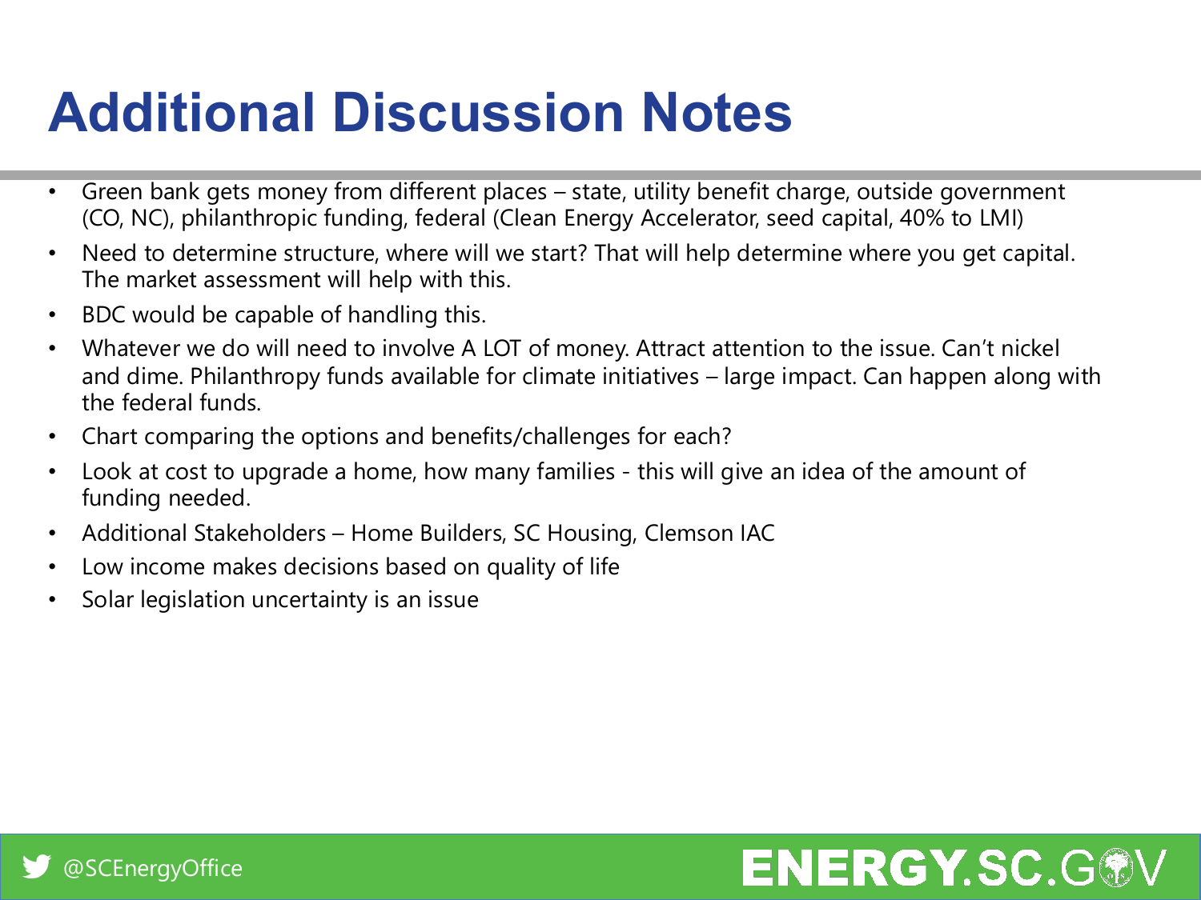# Additional Discussion Notes

- Green bank gets money from different places – state, utility benefit charge, outside government (CO, NC), philanthropic funding, federal (Clean Energy Accelerator, seed capital, 40% to LMI)
- Need to determine structure, where will we start? That will help determine where you get capital. The market assessment will help with this.
- BDC would be capable of handling this.
- Whatever we do will need to involve A LOT of money. Attract attention to the issue. Can't nickel and dime. Philanthropy funds available for climate initiatives – large impact. Can happen along with the federal funds.
- Chart comparing the options and benefits/challenges for each?
- Look at cost to upgrade a home, how many families - this will give an idea of the amount of funding needed.
- Additional Stakeholders – Home Builders, SC Housing, Clemson IAC
- Low income makes decisions based on quality of life
- Solar legislation uncertainty is an issue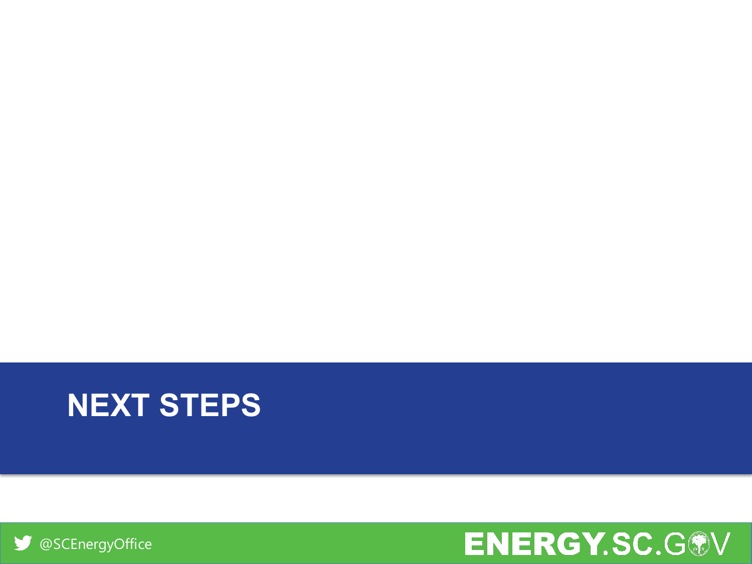# NEXT STEPS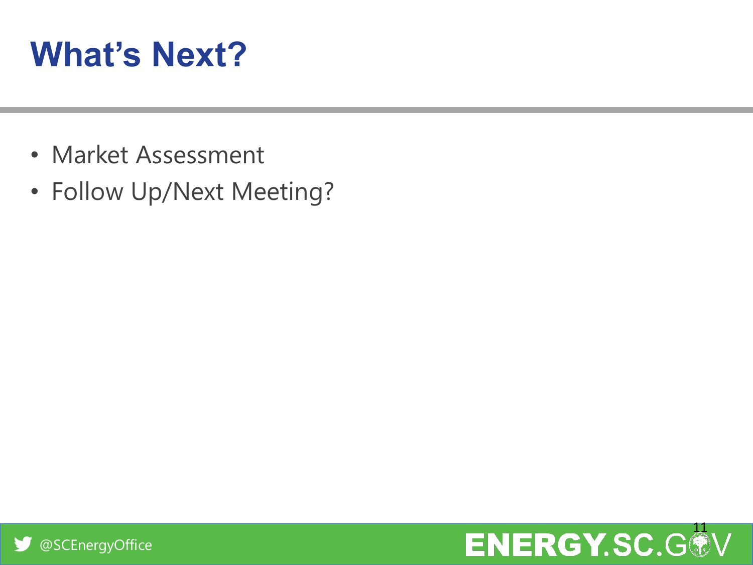# What's Next?

- Market Assessment
- Follow Up/Next Meeting?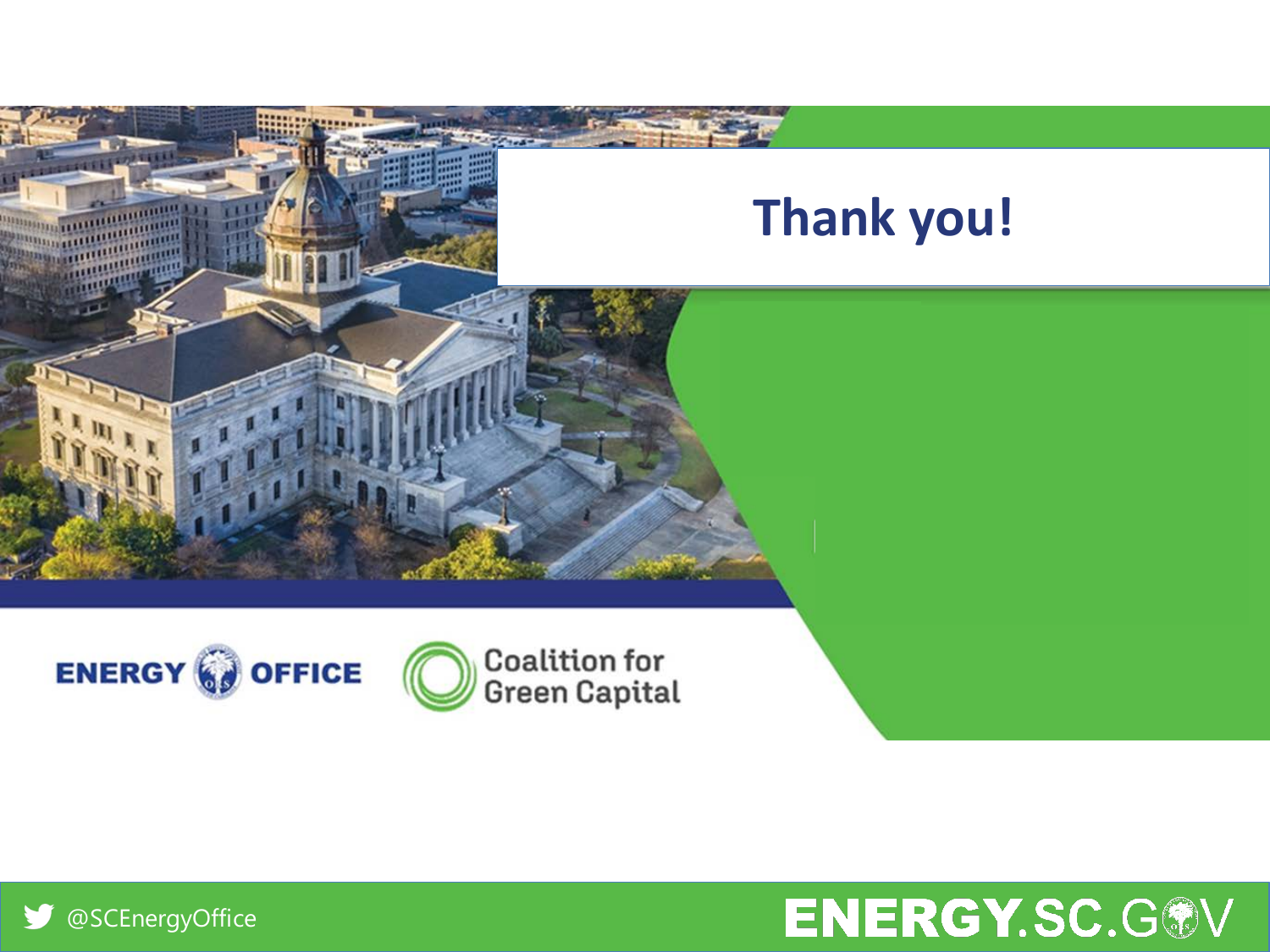# Thank you!

ENERGY OFFICE

Coalition for Green Capital

@SCEnergyOffice

ENERGY.SC.GOV